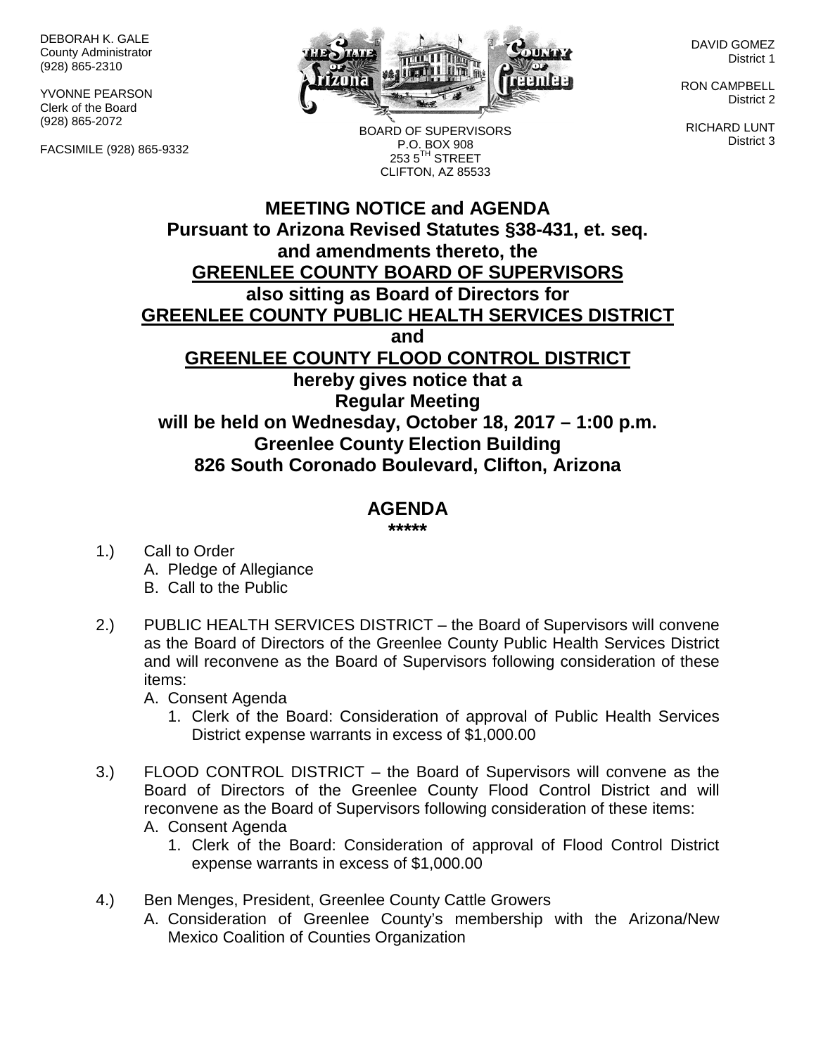DEBORAH K. GALE
County Administrator
(928) 865-2310

YVONNE PEARSON
Clerk of the Board
(928) 865-2072

FACSIMILE (928) 865-9332

BOARD OF SUPERVISORS
P.O. BOX 908
253 5TH STREET
CLIFTON, AZ 85533

DAVID GOMEZ
District 1

RON CAMPBELL
District 2

RICHARD LUNT
District 3

# MEETING NOTICE and AGENDA

**Pursuant to Arizona Revised Statutes §38-431, et. seq.**
**and amendments thereto, the**
**GREENLEE COUNTY BOARD OF SUPERVISORS**
**also sitting as Board of Directors for**
**GREENLEE COUNTY PUBLIC HEALTH SERVICES DISTRICT**
**and**
**GREENLEE COUNTY FLOOD CONTROL DISTRICT**
**hereby gives notice that a**
**Regular Meeting**
**will be held on Wednesday, October 18, 2017 – 1:00 p.m.**
**Greenlee County Election Building**
**826 South Coronado Boulevard, Clifton, Arizona**

## AGENDA

**\*\*\*\*\***

1.) Call to Order
   A. Pledge of Allegiance
   B. Call to the Public

2.) PUBLIC HEALTH SERVICES DISTRICT – the Board of Supervisors will convene as the Board of Directors of the Greenlee County Public Health Services District and will reconvene as the Board of Supervisors following consideration of these items:
   A. Consent Agenda
      1. Clerk of the Board: Consideration of approval of Public Health Services District expense warrants in excess of $1,000.00

3.) FLOOD CONTROL DISTRICT – the Board of Supervisors will convene as the Board of Directors of the Greenlee County Flood Control District and will reconvene as the Board of Supervisors following consideration of these items:
   A. Consent Agenda
      1. Clerk of the Board: Consideration of approval of Flood Control District expense warrants in excess of $1,000.00

4.) Ben Menges, President, Greenlee County Cattle Growers
   A. Consideration of Greenlee County's membership with the Arizona/New Mexico Coalition of Counties Organization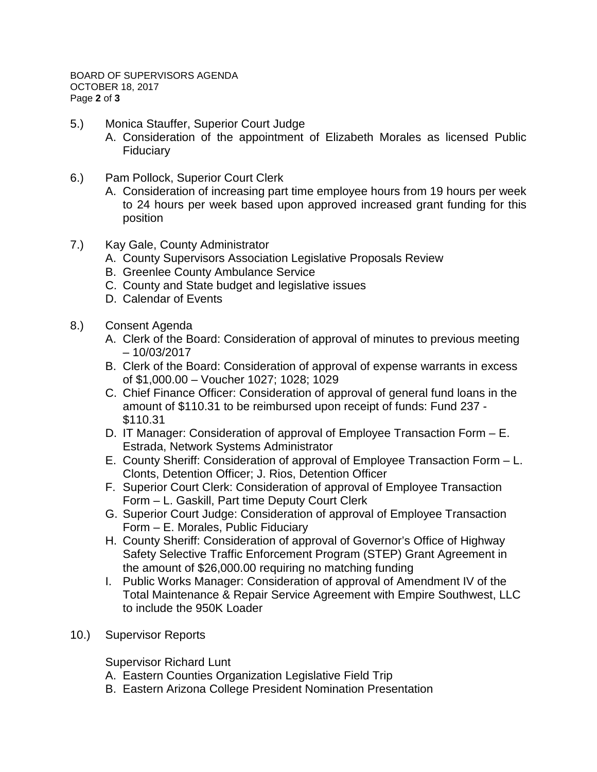5.) Monica Stauffer, Superior Court Judge

A. Consideration of the appointment of Elizabeth Morales as licensed Public Fiduciary

6.) Pam Pollock, Superior Court Clerk

A. Consideration of increasing part time employee hours from 19 hours per week to 24 hours per week based upon approved increased grant funding for this position

7.) Kay Gale, County Administrator

A. County Supervisors Association Legislative Proposals Review
B. Greenlee County Ambulance Service
C. County and State budget and legislative issues
D. Calendar of Events

8.) Consent Agenda

A. Clerk of the Board: Consideration of approval of minutes to previous meeting – 10/03/2017
B. Clerk of the Board: Consideration of approval of expense warrants in excess of $1,000.00 – Voucher 1027; 1028; 1029
C. Chief Finance Officer: Consideration of approval of general fund loans in the amount of $110.31 to be reimbursed upon receipt of funds: Fund 237 - $110.31
D. IT Manager: Consideration of approval of Employee Transaction Form – E. Estrada, Network Systems Administrator
E. County Sheriff: Consideration of approval of Employee Transaction Form – L. Clonts, Detention Officer; J. Rios, Detention Officer
F. Superior Court Clerk: Consideration of approval of Employee Transaction Form – L. Gaskill, Part time Deputy Court Clerk
G. Superior Court Judge: Consideration of approval of Employee Transaction Form – E. Morales, Public Fiduciary
H. County Sheriff: Consideration of approval of Governor's Office of Highway Safety Selective Traffic Enforcement Program (STEP) Grant Agreement in the amount of $26,000.00 requiring no matching funding
I. Public Works Manager: Consideration of approval of Amendment IV of the Total Maintenance & Repair Service Agreement with Empire Southwest, LLC to include the 950K Loader

10.) Supervisor Reports

Supervisor Richard Lunt

A. Eastern Counties Organization Legislative Field Trip
B. Eastern Arizona College President Nomination Presentation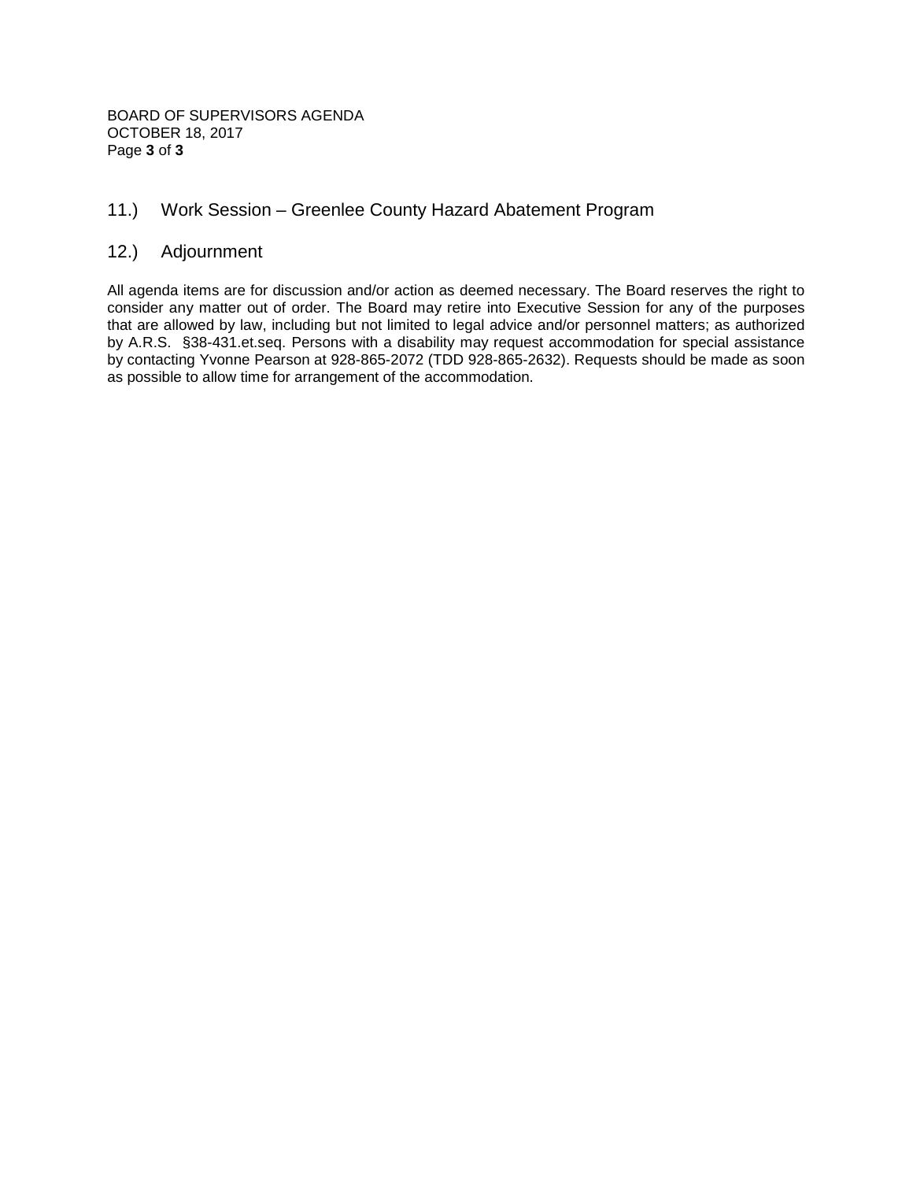11.) Work Session – Greenlee County Hazard Abatement Program

12.) Adjournment

All agenda items are for discussion and/or action as deemed necessary. The Board reserves the right to consider any matter out of order. The Board may retire into Executive Session for any of the purposes that are allowed by law, including but not limited to legal advice and/or personnel matters; as authorized by A.R.S. §38-431.et.seq. Persons with a disability may request accommodation for special assistance by contacting Yvonne Pearson at 928-865-2072 (TDD 928-865-2632). Requests should be made as soon as possible to allow time for arrangement of the accommodation.